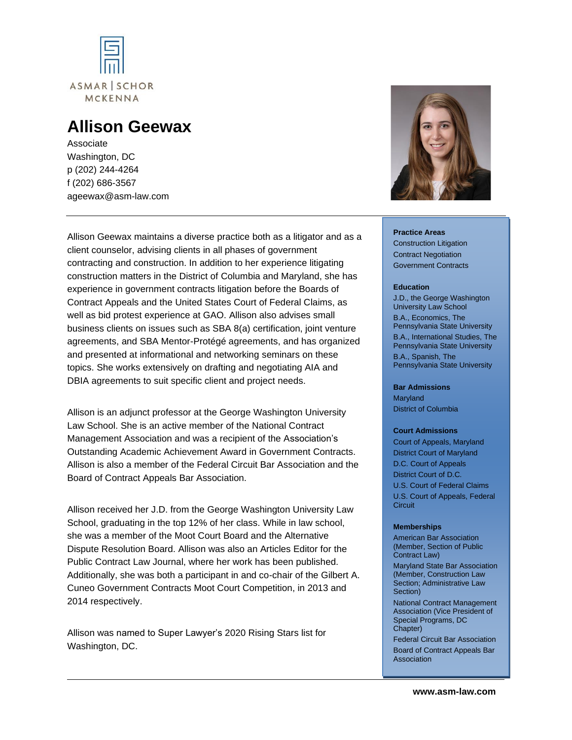ASMAR | SCHOR MCKENNA

# Allison Geewax

Associate
Washington, DC
p (202) 244-4264
f (202) 686-3567
ageewax@asm-law.com

Allison Geewax maintains a diverse practice both as a litigator and as a client counselor, advising clients in all phases of government contracting and construction. In addition to her experience litigating construction matters in the District of Columbia and Maryland, she has experience in government contracts litigation before the Boards of Contract Appeals and the United States Court of Federal Claims, as well as bid protest experience at GAO. Allison also advises small business clients on issues such as SBA 8(a) certification, joint venture agreements, and SBA Mentor-Protégé agreements, and has organized and presented at informational and networking seminars on these topics. She works extensively on drafting and negotiating AIA and DBIA agreements to suit specific client and project needs.

Allison is an adjunct professor at the George Washington University Law School. She is an active member of the National Contract Management Association and was a recipient of the Association's Outstanding Academic Achievement Award in Government Contracts. Allison is also a member of the Federal Circuit Bar Association and the Board of Contract Appeals Bar Association.

Allison received her J.D. from the George Washington University Law School, graduating in the top 12% of her class. While in law school, she was a member of the Moot Court Board and the Alternative Dispute Resolution Board. Allison was also an Articles Editor for the Public Contract Law Journal, where her work has been published. Additionally, she was both a participant in and co-chair of the Gilbert A. Cuneo Government Contracts Moot Court Competition, in 2013 and 2014 respectively.

Allison was named to Super Lawyer's 2020 Rising Stars list for Washington, DC.

**Practice Areas**

- Construction Litigation
- Contract Negotiation
- Government Contracts

**Education**

- J.D., the George Washington University Law School
- B.A., Economics, The Pennsylvania State University
- B.A., International Studies, The Pennsylvania State University
- B.A., Spanish, The Pennsylvania State University

**Bar Admissions**

- Maryland
- District of Columbia

**Court Admissions**

- Court of Appeals, Maryland
- District Court of Maryland
- D.C. Court of Appeals
- District Court of D.C.
- U.S. Court of Federal Claims
- U.S. Court of Appeals, Federal Circuit

**Memberships**

- American Bar Association (Member, Section of Public Contract Law)
- Maryland State Bar Association (Member, Construction Law Section; Administrative Law Section)
- National Contract Management Association (Vice President of Special Programs, DC Chapter)
- Federal Circuit Bar Association
- Board of Contract Appeals Bar Association

**www.asm-law.com**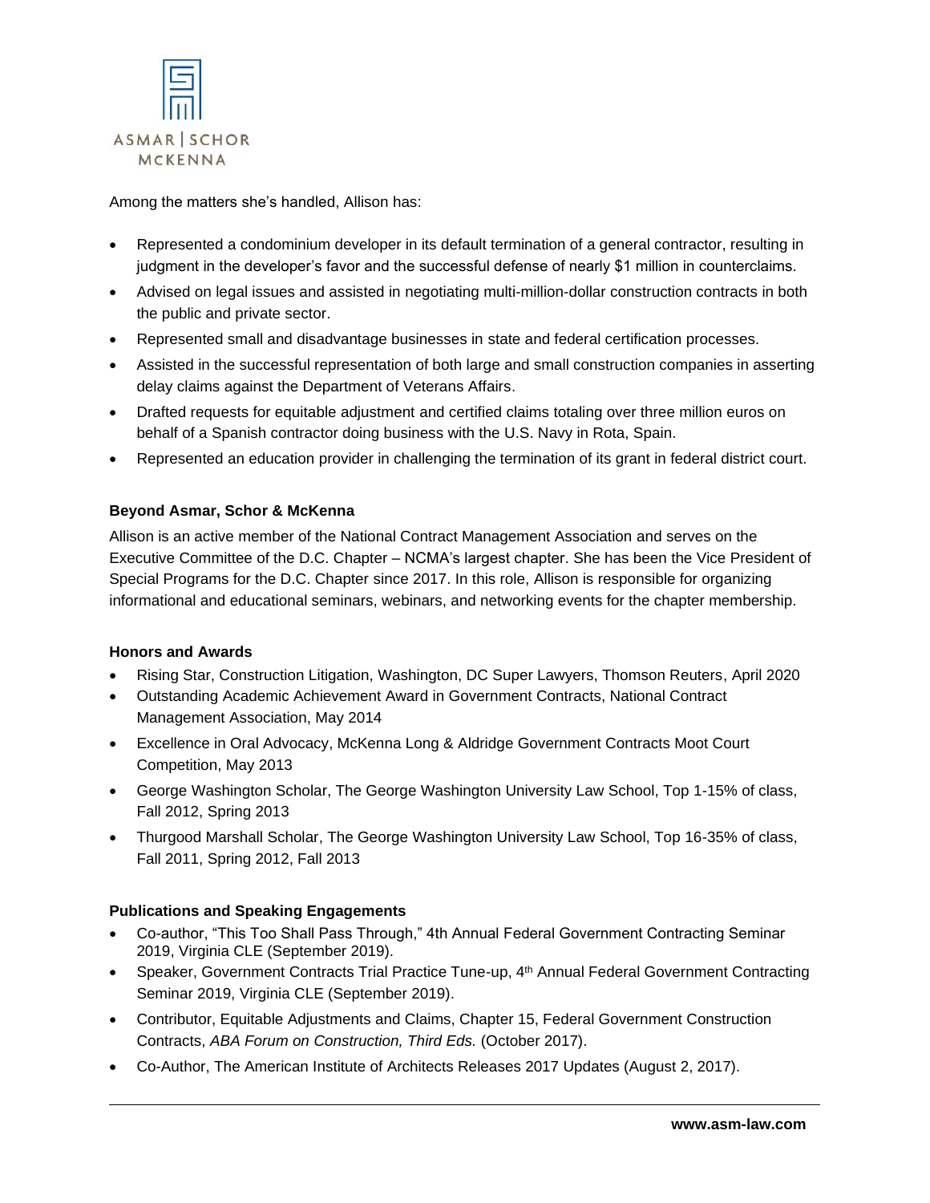Among the matters she's handled, Allison has:

- Represented a condominium developer in its default termination of a general contractor, resulting in judgment in the developer's favor and the successful defense of nearly $1 million in counterclaims.
- Advised on legal issues and assisted in negotiating multi-million-dollar construction contracts in both the public and private sector.
- Represented small and disadvantage businesses in state and federal certification processes.
- Assisted in the successful representation of both large and small construction companies in asserting delay claims against the Department of Veterans Affairs.
- Drafted requests for equitable adjustment and certified claims totaling over three million euros on behalf of a Spanish contractor doing business with the U.S. Navy in Rota, Spain.
- Represented an education provider in challenging the termination of its grant in federal district court.

**Beyond Asmar, Schor & McKenna**

Allison is an active member of the National Contract Management Association and serves on the Executive Committee of the D.C. Chapter – NCMA's largest chapter. She has been the Vice President of Special Programs for the D.C. Chapter since 2017. In this role, Allison is responsible for organizing informational and educational seminars, webinars, and networking events for the chapter membership.

**Honors and Awards**

- Rising Star, Construction Litigation, Washington, DC Super Lawyers, Thomson Reuters, April 2020
- Outstanding Academic Achievement Award in Government Contracts, National Contract Management Association, May 2014
- Excellence in Oral Advocacy, McKenna Long & Aldridge Government Contracts Moot Court Competition, May 2013
- George Washington Scholar, The George Washington University Law School, Top 1-15% of class, Fall 2012, Spring 2013
- Thurgood Marshall Scholar, The George Washington University Law School, Top 16-35% of class, Fall 2011, Spring 2012, Fall 2013

**Publications and Speaking Engagements**

- Co-author, "This Too Shall Pass Through," 4th Annual Federal Government Contracting Seminar 2019, Virginia CLE (September 2019).
- Speaker, Government Contracts Trial Practice Tune-up, 4th Annual Federal Government Contracting Seminar 2019, Virginia CLE (September 2019).
- Contributor, Equitable Adjustments and Claims, Chapter 15, Federal Government Construction Contracts, *ABA Forum on Construction, Third Eds.* (October 2017).
- Co-Author, The American Institute of Architects Releases 2017 Updates (August 2, 2017).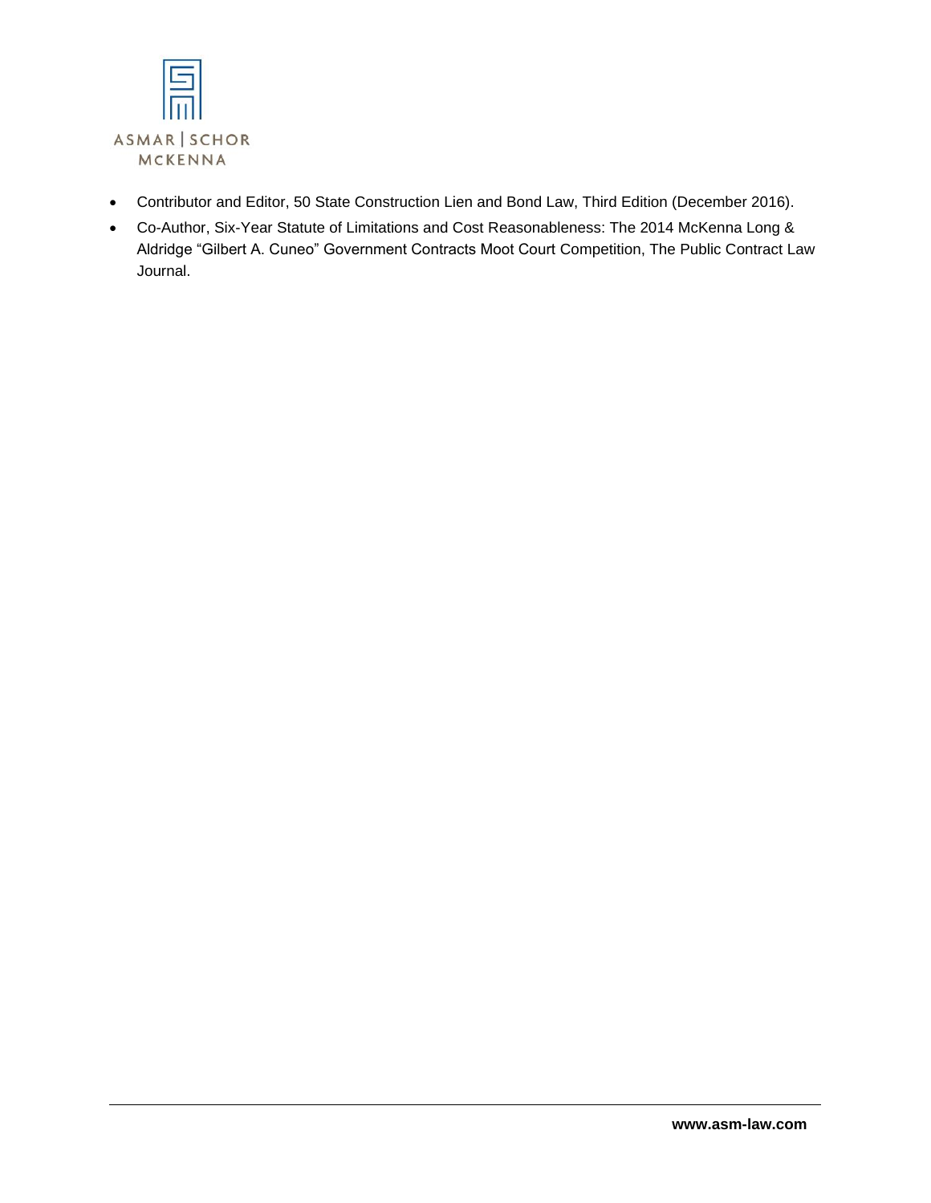- Contributor and Editor, 50 State Construction Lien and Bond Law, Third Edition (December 2016).
- Co-Author, Six-Year Statute of Limitations and Cost Reasonableness: The 2014 McKenna Long & Aldridge "Gilbert A. Cuneo" Government Contracts Moot Court Competition, The Public Contract Law Journal.